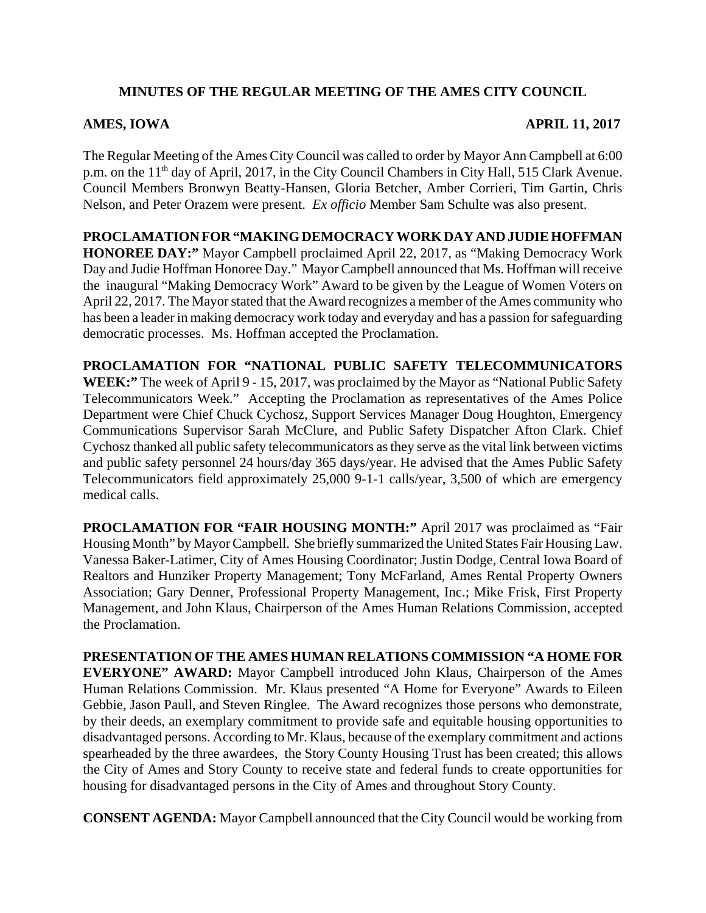**MINUTES OF THE REGULAR MEETING OF THE AMES CITY COUNCIL**

**AMES, IOWA** **APRIL 11, 2017**

The Regular Meeting of the Ames City Council was called to order by Mayor Ann Campbell at 6:00 p.m. on the 11th day of April, 2017, in the City Council Chambers in City Hall, 515 Clark Avenue. Council Members Bronwyn Beatty-Hansen, Gloria Betcher, Amber Corrieri, Tim Gartin, Chris Nelson, and Peter Orazem were present. *Ex officio* Member Sam Schulte was also present.

**PROCLAMATION FOR "MAKING DEMOCRACY WORK DAY AND JUDIE HOFFMAN HONOREE DAY:"** Mayor Campbell proclaimed April 22, 2017, as "Making Democracy Work Day and Judie Hoffman Honoree Day." Mayor Campbell announced that Ms. Hoffman will receive the inaugural "Making Democracy Work" Award to be given by the League of Women Voters on April 22, 2017. The Mayor stated that the Award recognizes a member of the Ames community who has been a leader in making democracy work today and everyday and has a passion for safeguarding democratic processes. Ms. Hoffman accepted the Proclamation.

**PROCLAMATION FOR "NATIONAL PUBLIC SAFETY TELECOMMUNICATORS WEEK:"** The week of April 9 - 15, 2017, was proclaimed by the Mayor as "National Public Safety Telecommunicators Week." Accepting the Proclamation as representatives of the Ames Police Department were Chief Chuck Cychosz, Support Services Manager Doug Houghton, Emergency Communications Supervisor Sarah McClure, and Public Safety Dispatcher Afton Clark. Chief Cychosz thanked all public safety telecommunicators as they serve as the vital link between victims and public safety personnel 24 hours/day 365 days/year. He advised that the Ames Public Safety Telecommunicators field approximately 25,000 9-1-1 calls/year, 3,500 of which are emergency medical calls.

**PROCLAMATION FOR "FAIR HOUSING MONTH:"** April 2017 was proclaimed as "Fair Housing Month" by Mayor Campbell. She briefly summarized the United States Fair Housing Law. Vanessa Baker-Latimer, City of Ames Housing Coordinator; Justin Dodge, Central Iowa Board of Realtors and Hunziker Property Management; Tony McFarland, Ames Rental Property Owners Association; Gary Denner, Professional Property Management, Inc.; Mike Frisk, First Property Management, and John Klaus, Chairperson of the Ames Human Relations Commission, accepted the Proclamation.

**PRESENTATION OF THE AMES HUMAN RELATIONS COMMISSION "A HOME FOR EVERYONE" AWARD:** Mayor Campbell introduced John Klaus, Chairperson of the Ames Human Relations Commission. Mr. Klaus presented "A Home for Everyone" Awards to Eileen Gebbie, Jason Paull, and Steven Ringlee. The Award recognizes those persons who demonstrate, by their deeds, an exemplary commitment to provide safe and equitable housing opportunities to disadvantaged persons. According to Mr. Klaus, because of the exemplary commitment and actions spearheaded by the three awardees, the Story County Housing Trust has been created; this allows the City of Ames and Story County to receive state and federal funds to create opportunities for housing for disadvantaged persons in the City of Ames and throughout Story County.

**CONSENT AGENDA:** Mayor Campbell announced that the City Council would be working from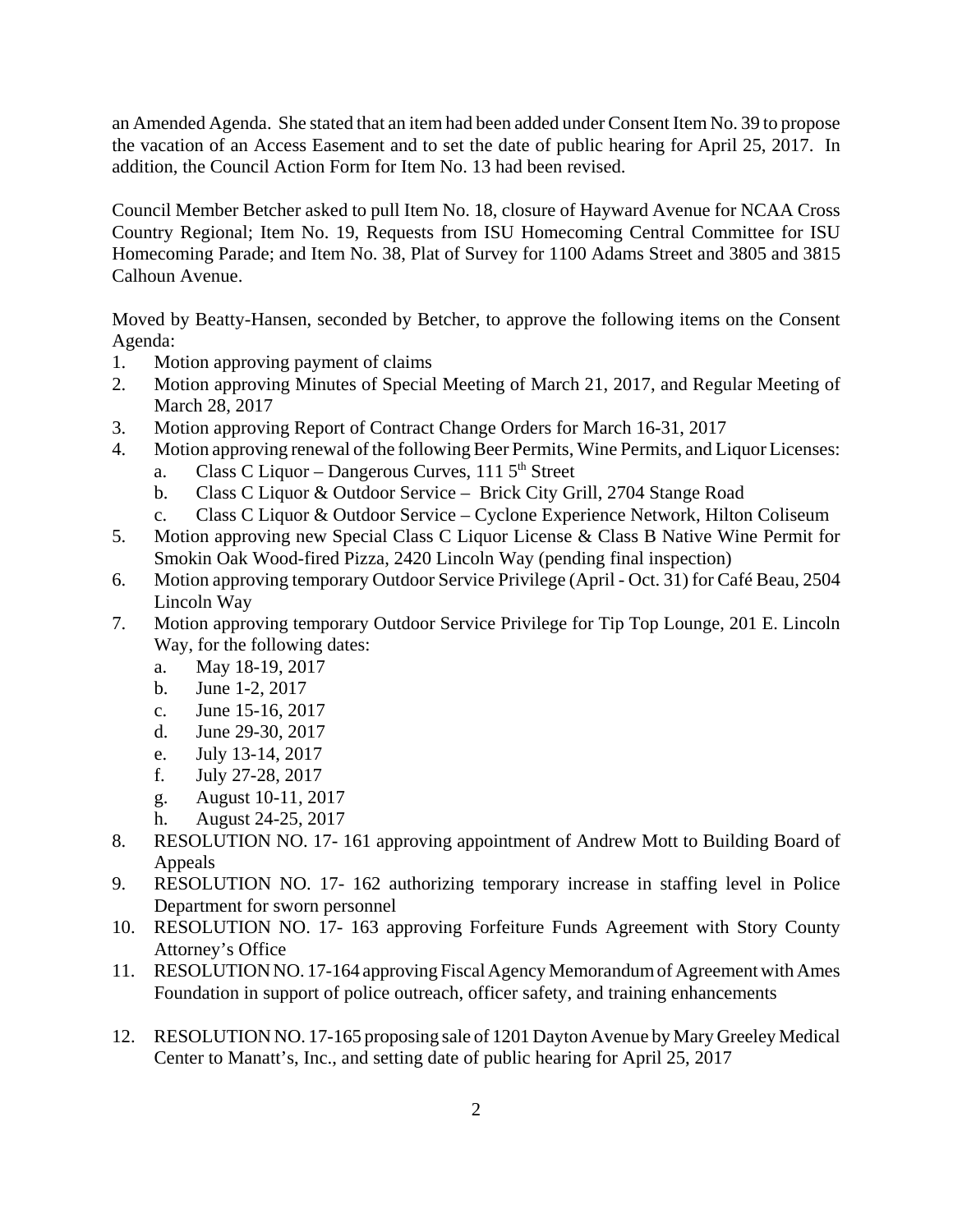an Amended Agenda. She stated that an item had been added under Consent Item No. 39 to propose the vacation of an Access Easement and to set the date of public hearing for April 25, 2017. In addition, the Council Action Form for Item No. 13 had been revised.

Council Member Betcher asked to pull Item No. 18, closure of Hayward Avenue for NCAA Cross Country Regional; Item No. 19, Requests from ISU Homecoming Central Committee for ISU Homecoming Parade; and Item No. 38, Plat of Survey for 1100 Adams Street and 3805 and 3815 Calhoun Avenue.

Moved by Beatty-Hansen, seconded by Betcher, to approve the following items on the Consent Agenda:

1. Motion approving payment of claims
2. Motion approving Minutes of Special Meeting of March 21, 2017, and Regular Meeting of March 28, 2017
3. Motion approving Report of Contract Change Orders for March 16-31, 2017
4. Motion approving renewal of the following Beer Permits, Wine Permits, and Liquor Licenses:
   a. Class C Liquor – Dangerous Curves, 111 5th Street
   b. Class C Liquor & Outdoor Service – Brick City Grill, 2704 Stange Road
   c. Class C Liquor & Outdoor Service – Cyclone Experience Network, Hilton Coliseum
5. Motion approving new Special Class C Liquor License & Class B Native Wine Permit for Smokin Oak Wood-fired Pizza, 2420 Lincoln Way (pending final inspection)
6. Motion approving temporary Outdoor Service Privilege (April - Oct. 31) for Café Beau, 2504 Lincoln Way
7. Motion approving temporary Outdoor Service Privilege for Tip Top Lounge, 201 E. Lincoln Way, for the following dates:
   a. May 18-19, 2017
   b. June 1-2, 2017
   c. June 15-16, 2017
   d. June 29-30, 2017
   e. July 13-14, 2017
   f. July 27-28, 2017
   g. August 10-11, 2017
   h. August 24-25, 2017
8. RESOLUTION NO. 17- 161 approving appointment of Andrew Mott to Building Board of Appeals
9. RESOLUTION NO. 17- 162 authorizing temporary increase in staffing level in Police Department for sworn personnel
10. RESOLUTION NO. 17- 163 approving Forfeiture Funds Agreement with Story County Attorney's Office
11. RESOLUTION NO. 17-164 approving Fiscal Agency Memorandum of Agreement with Ames Foundation in support of police outreach, officer safety, and training enhancements
12. RESOLUTION NO. 17-165 proposing sale of 1201 Dayton Avenue by Mary Greeley Medical Center to Manatt's, Inc., and setting date of public hearing for April 25, 2017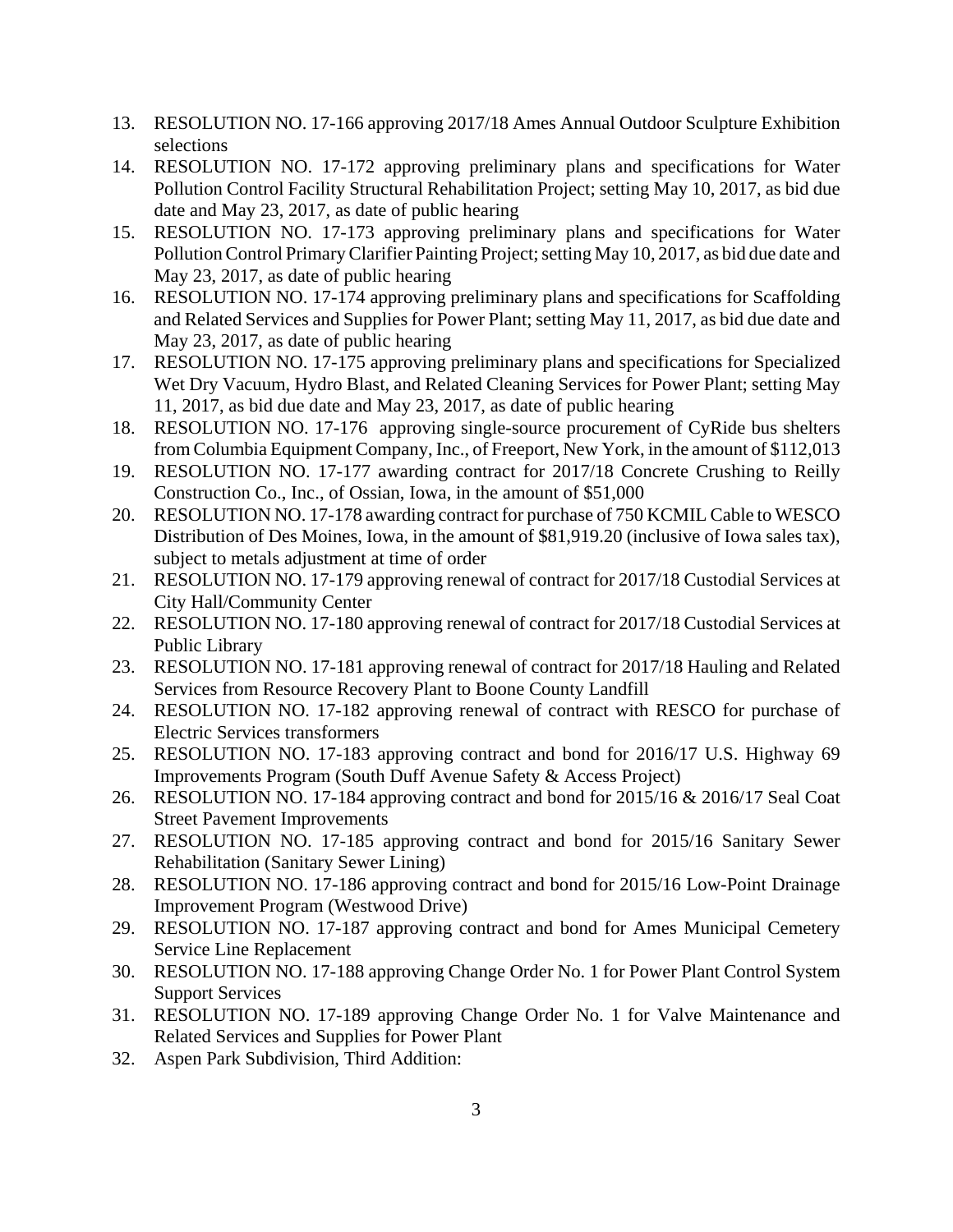13. RESOLUTION NO. 17-166 approving 2017/18 Ames Annual Outdoor Sculpture Exhibition selections
14. RESOLUTION NO. 17-172 approving preliminary plans and specifications for Water Pollution Control Facility Structural Rehabilitation Project; setting May 10, 2017, as bid due date and May 23, 2017, as date of public hearing
15. RESOLUTION NO. 17-173 approving preliminary plans and specifications for Water Pollution Control Primary Clarifier Painting Project; setting May 10, 2017, as bid due date and May 23, 2017, as date of public hearing
16. RESOLUTION NO. 17-174 approving preliminary plans and specifications for Scaffolding and Related Services and Supplies for Power Plant; setting May 11, 2017, as bid due date and May 23, 2017, as date of public hearing
17. RESOLUTION NO. 17-175 approving preliminary plans and specifications for Specialized Wet Dry Vacuum, Hydro Blast, and Related Cleaning Services for Power Plant; setting May 11, 2017, as bid due date and May 23, 2017, as date of public hearing
18. RESOLUTION NO. 17-176 approving single-source procurement of CyRide bus shelters from Columbia Equipment Company, Inc., of Freeport, New York, in the amount of $112,013
19. RESOLUTION NO. 17-177 awarding contract for 2017/18 Concrete Crushing to Reilly Construction Co., Inc., of Ossian, Iowa, in the amount of $51,000
20. RESOLUTION NO. 17-178 awarding contract for purchase of 750 KCMIL Cable to WESCO Distribution of Des Moines, Iowa, in the amount of $81,919.20 (inclusive of Iowa sales tax), subject to metals adjustment at time of order
21. RESOLUTION NO. 17-179 approving renewal of contract for 2017/18 Custodial Services at City Hall/Community Center
22. RESOLUTION NO. 17-180 approving renewal of contract for 2017/18 Custodial Services at Public Library
23. RESOLUTION NO. 17-181 approving renewal of contract for 2017/18 Hauling and Related Services from Resource Recovery Plant to Boone County Landfill
24. RESOLUTION NO. 17-182 approving renewal of contract with RESCO for purchase of Electric Services transformers
25. RESOLUTION NO. 17-183 approving contract and bond for 2016/17 U.S. Highway 69 Improvements Program (South Duff Avenue Safety & Access Project)
26. RESOLUTION NO. 17-184 approving contract and bond for 2015/16 & 2016/17 Seal Coat Street Pavement Improvements
27. RESOLUTION NO. 17-185 approving contract and bond for 2015/16 Sanitary Sewer Rehabilitation (Sanitary Sewer Lining)
28. RESOLUTION NO. 17-186 approving contract and bond for 2015/16 Low-Point Drainage Improvement Program (Westwood Drive)
29. RESOLUTION NO. 17-187 approving contract and bond for Ames Municipal Cemetery Service Line Replacement
30. RESOLUTION NO. 17-188 approving Change Order No. 1 for Power Plant Control System Support Services
31. RESOLUTION NO. 17-189 approving Change Order No. 1 for Valve Maintenance and Related Services and Supplies for Power Plant
32. Aspen Park Subdivision, Third Addition: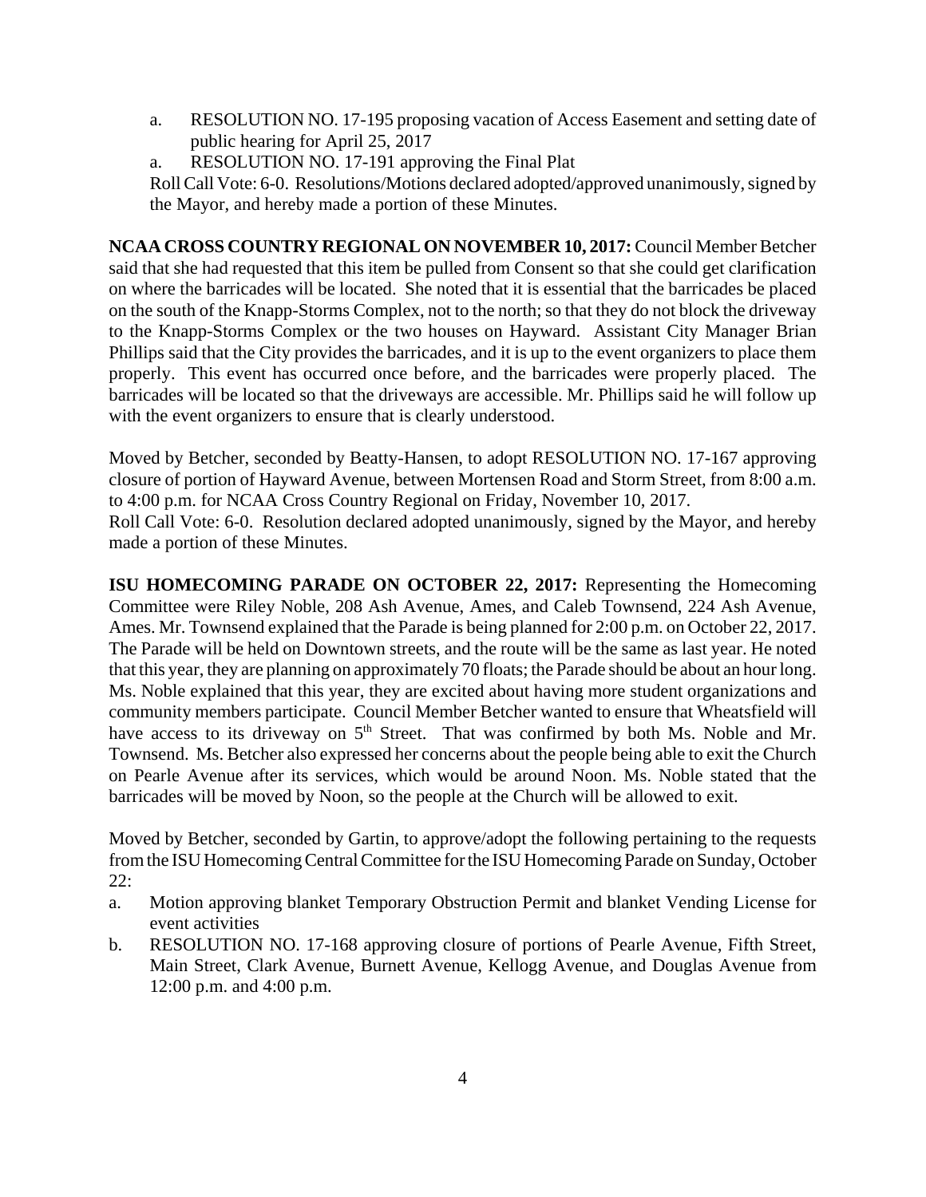a. RESOLUTION NO. 17-195 proposing vacation of Access Easement and setting date of public hearing for April 25, 2017

a. RESOLUTION NO. 17-191 approving the Final Plat

Roll Call Vote: 6-0. Resolutions/Motions declared adopted/approved unanimously, signed by the Mayor, and hereby made a portion of these Minutes.

**NCAA CROSS COUNTRY REGIONAL ON NOVEMBER 10, 2017:** Council Member Betcher said that she had requested that this item be pulled from Consent so that she could get clarification on where the barricades will be located. She noted that it is essential that the barricades be placed on the south of the Knapp-Storms Complex, not to the north; so that they do not block the driveway to the Knapp-Storms Complex or the two houses on Hayward. Assistant City Manager Brian Phillips said that the City provides the barricades, and it is up to the event organizers to place them properly. This event has occurred once before, and the barricades were properly placed. The barricades will be located so that the driveways are accessible. Mr. Phillips said he will follow up with the event organizers to ensure that is clearly understood.

Moved by Betcher, seconded by Beatty-Hansen, to adopt RESOLUTION NO. 17-167 approving closure of portion of Hayward Avenue, between Mortensen Road and Storm Street, from 8:00 a.m. to 4:00 p.m. for NCAA Cross Country Regional on Friday, November 10, 2017.

Roll Call Vote: 6-0. Resolution declared adopted unanimously, signed by the Mayor, and hereby made a portion of these Minutes.

**ISU HOMECOMING PARADE ON OCTOBER 22, 2017:** Representing the Homecoming Committee were Riley Noble, 208 Ash Avenue, Ames, and Caleb Townsend, 224 Ash Avenue, Ames. Mr. Townsend explained that the Parade is being planned for 2:00 p.m. on October 22, 2017. The Parade will be held on Downtown streets, and the route will be the same as last year. He noted that this year, they are planning on approximately 70 floats; the Parade should be about an hour long. Ms. Noble explained that this year, they are excited about having more student organizations and community members participate. Council Member Betcher wanted to ensure that Wheatsfield will have access to its driveway on 5th Street. That was confirmed by both Ms. Noble and Mr. Townsend. Ms. Betcher also expressed her concerns about the people being able to exit the Church on Pearle Avenue after its services, which would be around Noon. Ms. Noble stated that the barricades will be moved by Noon, so the people at the Church will be allowed to exit.

Moved by Betcher, seconded by Gartin, to approve/adopt the following pertaining to the requests from the ISU Homecoming Central Committee for the ISU Homecoming Parade on Sunday, October 22:

a. Motion approving blanket Temporary Obstruction Permit and blanket Vending License for event activities

b. RESOLUTION NO. 17-168 approving closure of portions of Pearle Avenue, Fifth Street, Main Street, Clark Avenue, Burnett Avenue, Kellogg Avenue, and Douglas Avenue from 12:00 p.m. and 4:00 p.m.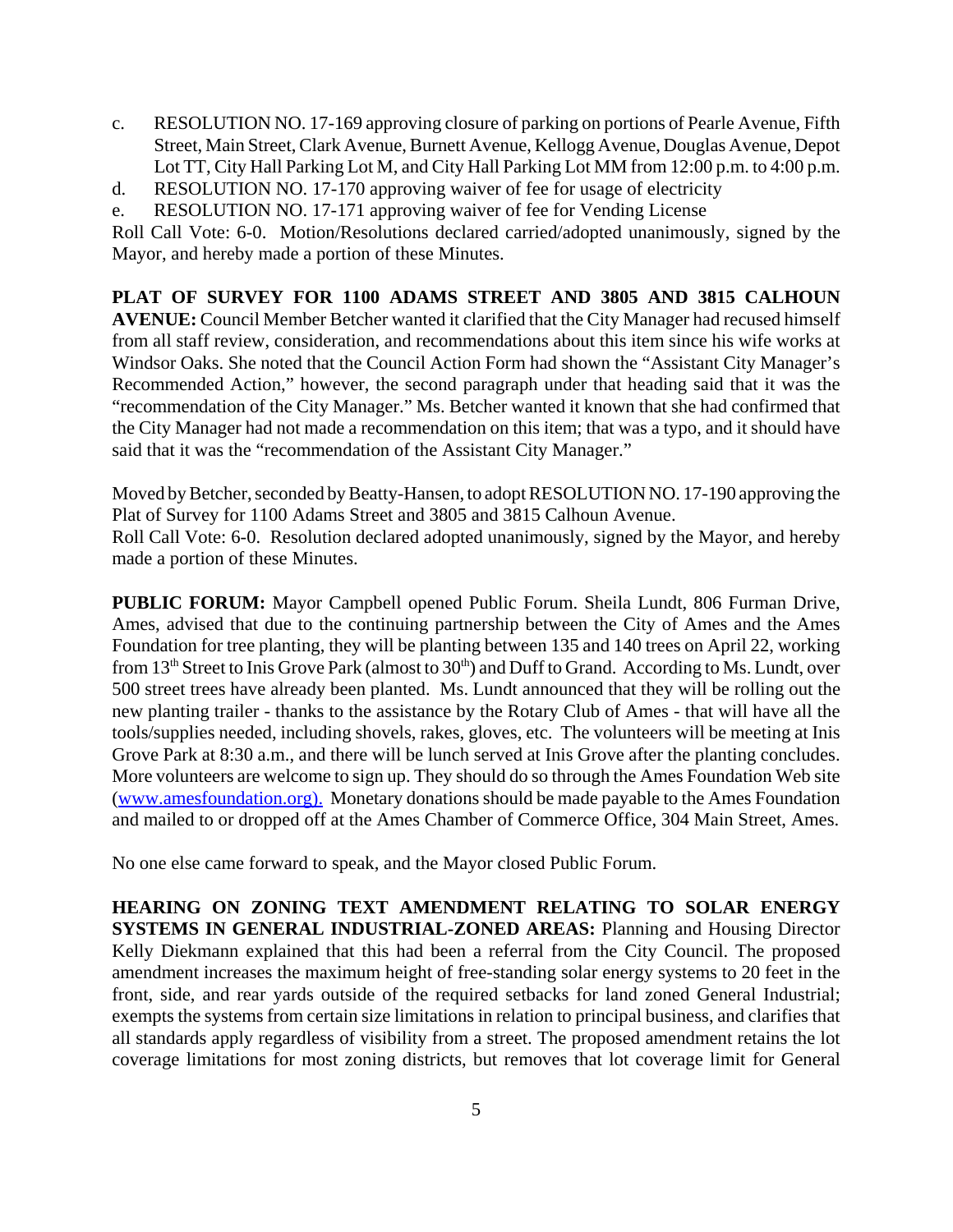c. RESOLUTION NO. 17-169 approving closure of parking on portions of Pearle Avenue, Fifth Street, Main Street, Clark Avenue, Burnett Avenue, Kellogg Avenue, Douglas Avenue, Depot Lot TT, City Hall Parking Lot M, and City Hall Parking Lot MM from 12:00 p.m. to 4:00 p.m.

d. RESOLUTION NO. 17-170 approving waiver of fee for usage of electricity

e. RESOLUTION NO. 17-171 approving waiver of fee for Vending License

Roll Call Vote: 6-0. Motion/Resolutions declared carried/adopted unanimously, signed by the Mayor, and hereby made a portion of these Minutes.

**PLAT OF SURVEY FOR 1100 ADAMS STREET AND 3805 AND 3815 CALHOUN AVENUE:** Council Member Betcher wanted it clarified that the City Manager had recused himself from all staff review, consideration, and recommendations about this item since his wife works at Windsor Oaks. She noted that the Council Action Form had shown the "Assistant City Manager's Recommended Action," however, the second paragraph under that heading said that it was the "recommendation of the City Manager." Ms. Betcher wanted it known that she had confirmed that the City Manager had not made a recommendation on this item; that was a typo, and it should have said that it was the "recommendation of the Assistant City Manager."

Moved by Betcher, seconded by Beatty-Hansen, to adopt RESOLUTION NO. 17-190 approving the Plat of Survey for 1100 Adams Street and 3805 and 3815 Calhoun Avenue.

Roll Call Vote: 6-0. Resolution declared adopted unanimously, signed by the Mayor, and hereby made a portion of these Minutes.

**PUBLIC FORUM:** Mayor Campbell opened Public Forum. Sheila Lundt, 806 Furman Drive, Ames, advised that due to the continuing partnership between the City of Ames and the Ames Foundation for tree planting, they will be planting between 135 and 140 trees on April 22, working from 13th Street to Inis Grove Park (almost to 30th) and Duff to Grand. According to Ms. Lundt, over 500 street trees have already been planted. Ms. Lundt announced that they will be rolling out the new planting trailer - thanks to the assistance by the Rotary Club of Ames - that will have all the tools/supplies needed, including shovels, rakes, gloves, etc. The volunteers will be meeting at Inis Grove Park at 8:30 a.m., and there will be lunch served at Inis Grove after the planting concludes. More volunteers are welcome to sign up. They should do so through the Ames Foundation Web site (www.amesfoundation.org). Monetary donations should be made payable to the Ames Foundation and mailed to or dropped off at the Ames Chamber of Commerce Office, 304 Main Street, Ames.

No one else came forward to speak, and the Mayor closed Public Forum.

**HEARING ON ZONING TEXT AMENDMENT RELATING TO SOLAR ENERGY SYSTEMS IN GENERAL INDUSTRIAL-ZONED AREAS:** Planning and Housing Director Kelly Diekmann explained that this had been a referral from the City Council. The proposed amendment increases the maximum height of free-standing solar energy systems to 20 feet in the front, side, and rear yards outside of the required setbacks for land zoned General Industrial; exempts the systems from certain size limitations in relation to principal business, and clarifies that all standards apply regardless of visibility from a street. The proposed amendment retains the lot coverage limitations for most zoning districts, but removes that lot coverage limit for General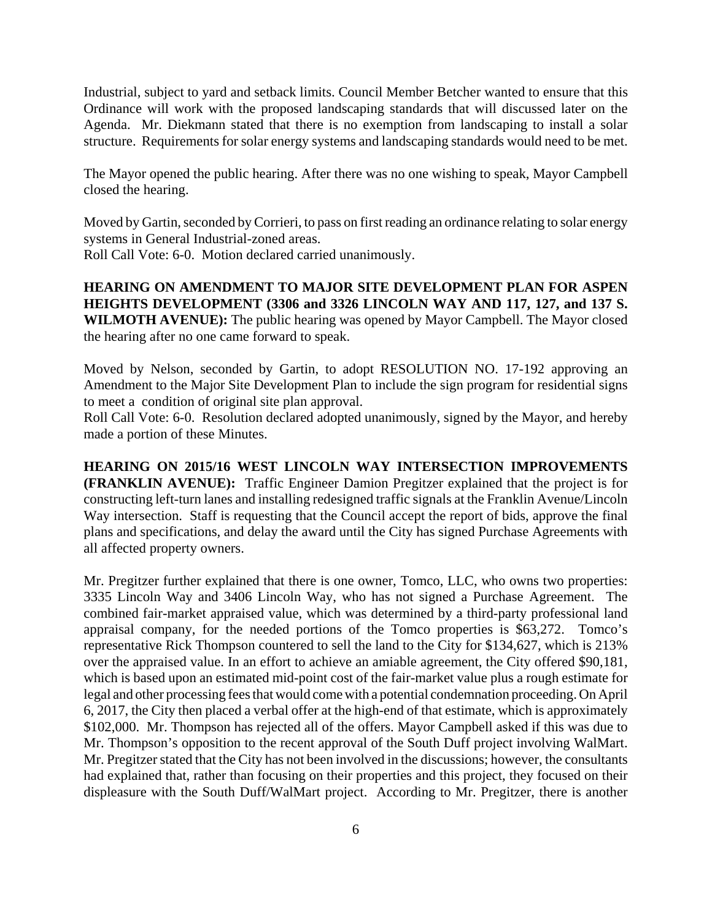Industrial, subject to yard and setback limits. Council Member Betcher wanted to ensure that this Ordinance will work with the proposed landscaping standards that will discussed later on the Agenda. Mr. Diekmann stated that there is no exemption from landscaping to install a solar structure. Requirements for solar energy systems and landscaping standards would need to be met.

The Mayor opened the public hearing. After there was no one wishing to speak, Mayor Campbell closed the hearing.

Moved by Gartin, seconded by Corrieri, to pass on first reading an ordinance relating to solar energy systems in General Industrial-zoned areas.
Roll Call Vote: 6-0. Motion declared carried unanimously.

**HEARING ON AMENDMENT TO MAJOR SITE DEVELOPMENT PLAN FOR ASPEN HEIGHTS DEVELOPMENT (3306 and 3326 LINCOLN WAY AND 117, 127, and 137 S. WILMOTH AVENUE):** The public hearing was opened by Mayor Campbell. The Mayor closed the hearing after no one came forward to speak.

Moved by Nelson, seconded by Gartin, to adopt RESOLUTION NO. 17-192 approving an Amendment to the Major Site Development Plan to include the sign program for residential signs to meet a condition of original site plan approval.
Roll Call Vote: 6-0. Resolution declared adopted unanimously, signed by the Mayor, and hereby made a portion of these Minutes.

**HEARING ON 2015/16 WEST LINCOLN WAY INTERSECTION IMPROVEMENTS (FRANKLIN AVENUE):** Traffic Engineer Damion Pregitzer explained that the project is for constructing left-turn lanes and installing redesigned traffic signals at the Franklin Avenue/Lincoln Way intersection. Staff is requesting that the Council accept the report of bids, approve the final plans and specifications, and delay the award until the City has signed Purchase Agreements with all affected property owners.

Mr. Pregitzer further explained that there is one owner, Tomco, LLC, who owns two properties: 3335 Lincoln Way and 3406 Lincoln Way, who has not signed a Purchase Agreement. The combined fair-market appraised value, which was determined by a third-party professional land appraisal company, for the needed portions of the Tomco properties is $63,272. Tomco's representative Rick Thompson countered to sell the land to the City for $134,627, which is 213% over the appraised value. In an effort to achieve an amiable agreement, the City offered $90,181, which is based upon an estimated mid-point cost of the fair-market value plus a rough estimate for legal and other processing fees that would come with a potential condemnation proceeding. On April 6, 2017, the City then placed a verbal offer at the high-end of that estimate, which is approximately $102,000. Mr. Thompson has rejected all of the offers. Mayor Campbell asked if this was due to Mr. Thompson's opposition to the recent approval of the South Duff project involving WalMart. Mr. Pregitzer stated that the City has not been involved in the discussions; however, the consultants had explained that, rather than focusing on their properties and this project, they focused on their displeasure with the South Duff/WalMart project. According to Mr. Pregitzer, there is another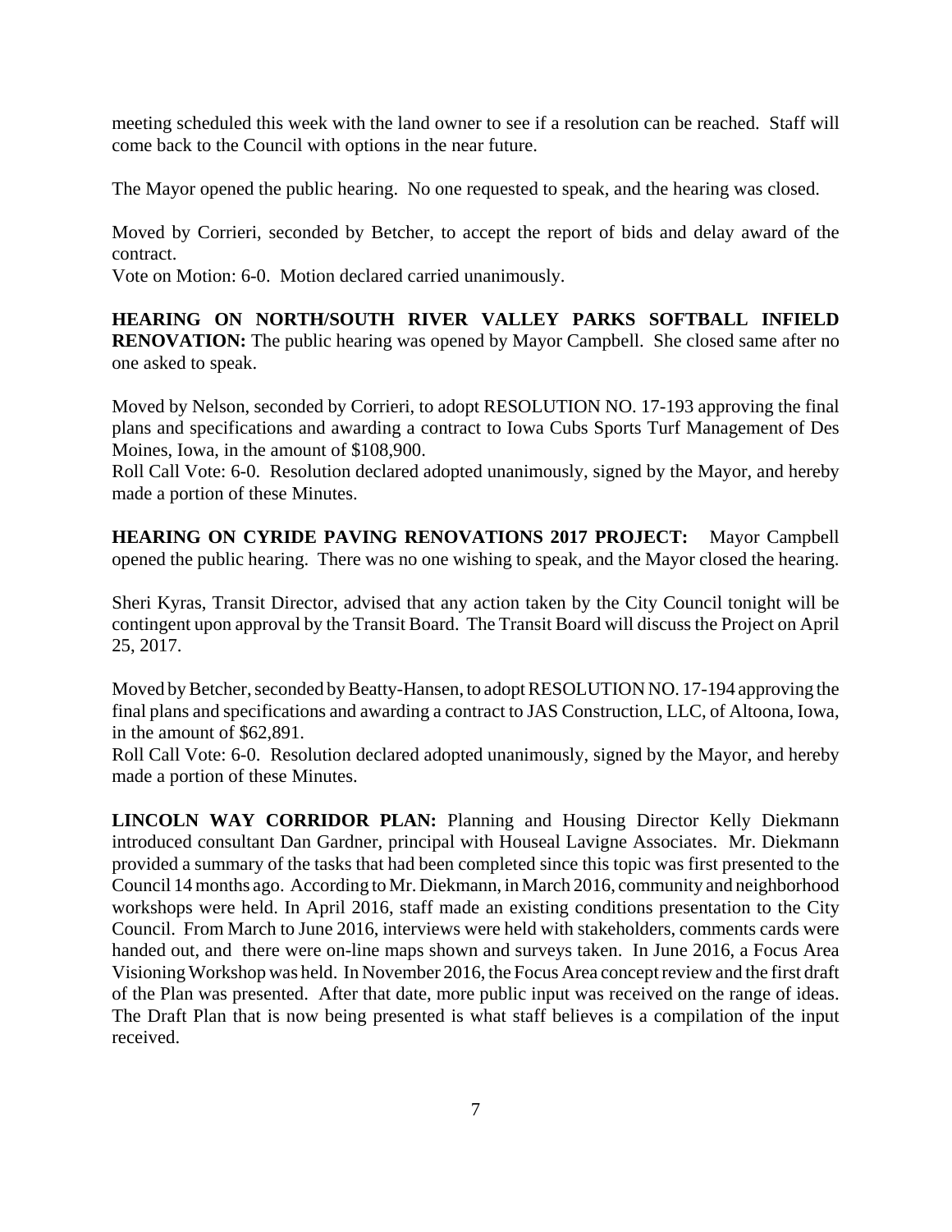meeting scheduled this week with the land owner to see if a resolution can be reached. Staff will come back to the Council with options in the near future.

The Mayor opened the public hearing. No one requested to speak, and the hearing was closed.

Moved by Corrieri, seconded by Betcher, to accept the report of bids and delay award of the contract.
Vote on Motion: 6-0. Motion declared carried unanimously.

**HEARING ON NORTH/SOUTH RIVER VALLEY PARKS SOFTBALL INFIELD RENOVATION:** The public hearing was opened by Mayor Campbell. She closed same after no one asked to speak.

Moved by Nelson, seconded by Corrieri, to adopt RESOLUTION NO. 17-193 approving the final plans and specifications and awarding a contract to Iowa Cubs Sports Turf Management of Des Moines, Iowa, in the amount of $108,900.
Roll Call Vote: 6-0. Resolution declared adopted unanimously, signed by the Mayor, and hereby made a portion of these Minutes.

**HEARING ON CYRIDE PAVING RENOVATIONS 2017 PROJECT:** Mayor Campbell opened the public hearing. There was no one wishing to speak, and the Mayor closed the hearing.

Sheri Kyras, Transit Director, advised that any action taken by the City Council tonight will be contingent upon approval by the Transit Board. The Transit Board will discuss the Project on April 25, 2017.

Moved by Betcher, seconded by Beatty-Hansen, to adopt RESOLUTION NO. 17-194 approving the final plans and specifications and awarding a contract to JAS Construction, LLC, of Altoona, Iowa, in the amount of $62,891.
Roll Call Vote: 6-0. Resolution declared adopted unanimously, signed by the Mayor, and hereby made a portion of these Minutes.

**LINCOLN WAY CORRIDOR PLAN:** Planning and Housing Director Kelly Diekmann introduced consultant Dan Gardner, principal with Houseal Lavigne Associates. Mr. Diekmann provided a summary of the tasks that had been completed since this topic was first presented to the Council 14 months ago. According to Mr. Diekmann, in March 2016, community and neighborhood workshops were held. In April 2016, staff made an existing conditions presentation to the City Council. From March to June 2016, interviews were held with stakeholders, comments cards were handed out, and there were on-line maps shown and surveys taken. In June 2016, a Focus Area Visioning Workshop was held. In November 2016, the Focus Area concept review and the first draft of the Plan was presented. After that date, more public input was received on the range of ideas. The Draft Plan that is now being presented is what staff believes is a compilation of the input received.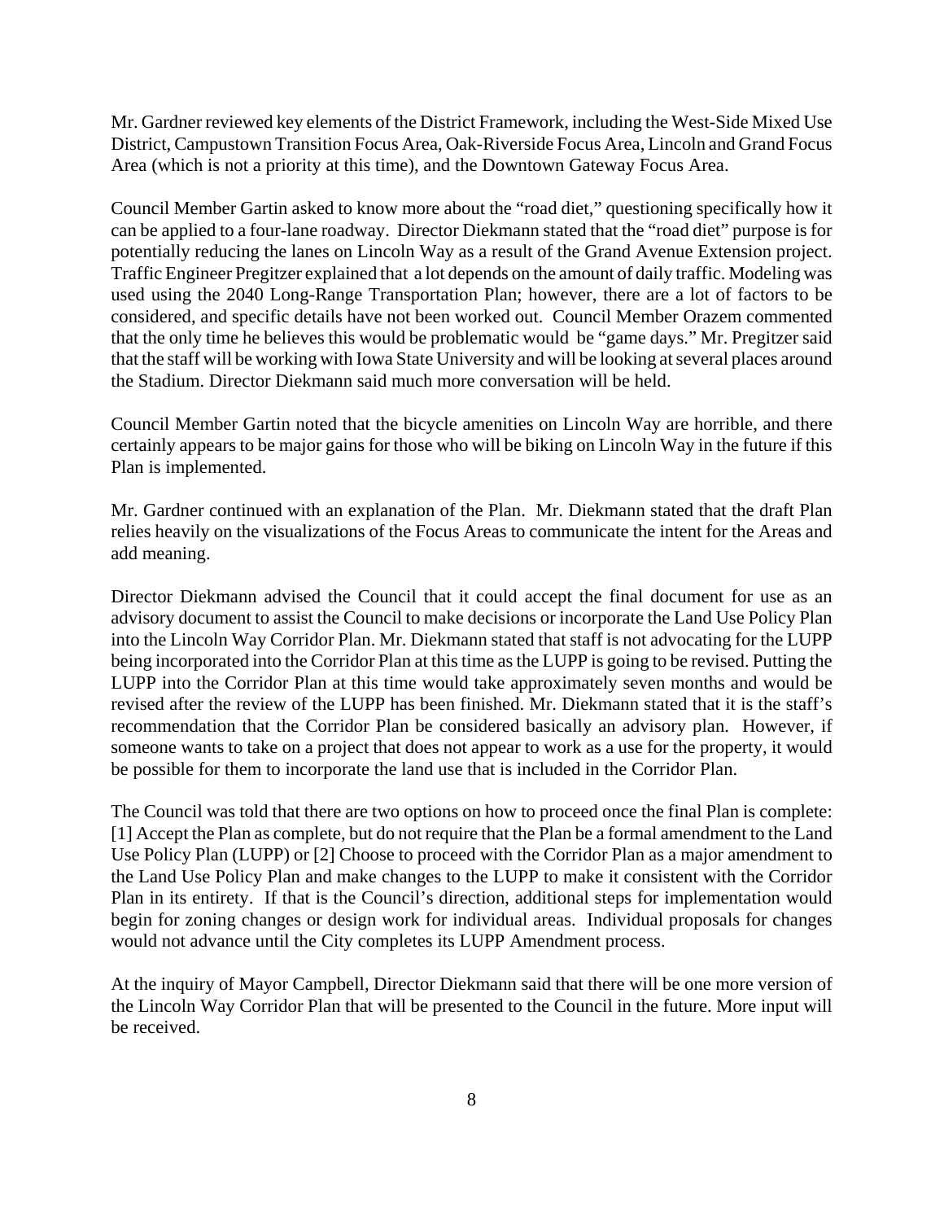Mr. Gardner reviewed key elements of the District Framework, including the West-Side Mixed Use District, Campustown Transition Focus Area, Oak-Riverside Focus Area, Lincoln and Grand Focus Area (which is not a priority at this time), and the Downtown Gateway Focus Area.

Council Member Gartin asked to know more about the "road diet," questioning specifically how it can be applied to a four-lane roadway. Director Diekmann stated that the "road diet" purpose is for potentially reducing the lanes on Lincoln Way as a result of the Grand Avenue Extension project. Traffic Engineer Pregitzer explained that a lot depends on the amount of daily traffic. Modeling was used using the 2040 Long-Range Transportation Plan; however, there are a lot of factors to be considered, and specific details have not been worked out. Council Member Orazem commented that the only time he believes this would be problematic would be "game days." Mr. Pregitzer said that the staff will be working with Iowa State University and will be looking at several places around the Stadium. Director Diekmann said much more conversation will be held.

Council Member Gartin noted that the bicycle amenities on Lincoln Way are horrible, and there certainly appears to be major gains for those who will be biking on Lincoln Way in the future if this Plan is implemented.

Mr. Gardner continued with an explanation of the Plan. Mr. Diekmann stated that the draft Plan relies heavily on the visualizations of the Focus Areas to communicate the intent for the Areas and add meaning.

Director Diekmann advised the Council that it could accept the final document for use as an advisory document to assist the Council to make decisions or incorporate the Land Use Policy Plan into the Lincoln Way Corridor Plan. Mr. Diekmann stated that staff is not advocating for the LUPP being incorporated into the Corridor Plan at this time as the LUPP is going to be revised. Putting the LUPP into the Corridor Plan at this time would take approximately seven months and would be revised after the review of the LUPP has been finished. Mr. Diekmann stated that it is the staff's recommendation that the Corridor Plan be considered basically an advisory plan. However, if someone wants to take on a project that does not appear to work as a use for the property, it would be possible for them to incorporate the land use that is included in the Corridor Plan.

The Council was told that there are two options on how to proceed once the final Plan is complete: [1] Accept the Plan as complete, but do not require that the Plan be a formal amendment to the Land Use Policy Plan (LUPP) or [2] Choose to proceed with the Corridor Plan as a major amendment to the Land Use Policy Plan and make changes to the LUPP to make it consistent with the Corridor Plan in its entirety. If that is the Council's direction, additional steps for implementation would begin for zoning changes or design work for individual areas. Individual proposals for changes would not advance until the City completes its LUPP Amendment process.

At the inquiry of Mayor Campbell, Director Diekmann said that there will be one more version of the Lincoln Way Corridor Plan that will be presented to the Council in the future. More input will be received.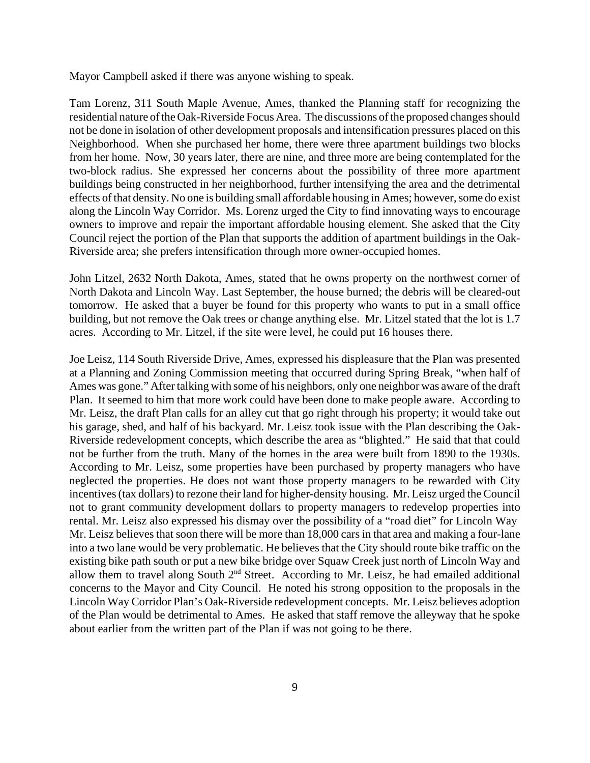Mayor Campbell asked if there was anyone wishing to speak.

Tam Lorenz, 311 South Maple Avenue, Ames, thanked the Planning staff for recognizing the residential nature of the Oak-Riverside Focus Area. The discussions of the proposed changes should not be done in isolation of other development proposals and intensification pressures placed on this Neighborhood. When she purchased her home, there were three apartment buildings two blocks from her home. Now, 30 years later, there are nine, and three more are being contemplated for the two-block radius. She expressed her concerns about the possibility of three more apartment buildings being constructed in her neighborhood, further intensifying the area and the detrimental effects of that density. No one is building small affordable housing in Ames; however, some do exist along the Lincoln Way Corridor. Ms. Lorenz urged the City to find innovating ways to encourage owners to improve and repair the important affordable housing element. She asked that the City Council reject the portion of the Plan that supports the addition of apartment buildings in the Oak-Riverside area; she prefers intensification through more owner-occupied homes.

John Litzel, 2632 North Dakota, Ames, stated that he owns property on the northwest corner of North Dakota and Lincoln Way. Last September, the house burned; the debris will be cleared-out tomorrow. He asked that a buyer be found for this property who wants to put in a small office building, but not remove the Oak trees or change anything else. Mr. Litzel stated that the lot is 1.7 acres. According to Mr. Litzel, if the site were level, he could put 16 houses there.

Joe Leisz, 114 South Riverside Drive, Ames, expressed his displeasure that the Plan was presented at a Planning and Zoning Commission meeting that occurred during Spring Break, "when half of Ames was gone." After talking with some of his neighbors, only one neighbor was aware of the draft Plan. It seemed to him that more work could have been done to make people aware. According to Mr. Leisz, the draft Plan calls for an alley cut that go right through his property; it would take out his garage, shed, and half of his backyard. Mr. Leisz took issue with the Plan describing the Oak-Riverside redevelopment concepts, which describe the area as "blighted." He said that that could not be further from the truth. Many of the homes in the area were built from 1890 to the 1930s. According to Mr. Leisz, some properties have been purchased by property managers who have neglected the properties. He does not want those property managers to be rewarded with City incentives (tax dollars) to rezone their land for higher-density housing. Mr. Leisz urged the Council not to grant community development dollars to property managers to redevelop properties into rental. Mr. Leisz also expressed his dismay over the possibility of a "road diet" for Lincoln Way Mr. Leisz believes that soon there will be more than 18,000 cars in that area and making a four-lane into a two lane would be very problematic. He believes that the City should route bike traffic on the existing bike path south or put a new bike bridge over Squaw Creek just north of Lincoln Way and allow them to travel along South 2nd Street. According to Mr. Leisz, he had emailed additional concerns to the Mayor and City Council. He noted his strong opposition to the proposals in the Lincoln Way Corridor Plan's Oak-Riverside redevelopment concepts. Mr. Leisz believes adoption of the Plan would be detrimental to Ames. He asked that staff remove the alleyway that he spoke about earlier from the written part of the Plan if was not going to be there.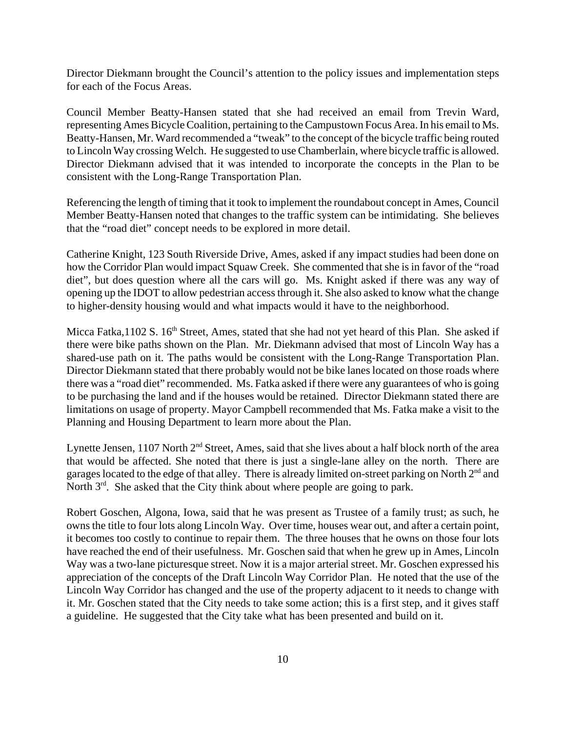Director Diekmann brought the Council's attention to the policy issues and implementation steps for each of the Focus Areas.

Council Member Beatty-Hansen stated that she had received an email from Trevin Ward, representing Ames Bicycle Coalition, pertaining to the Campustown Focus Area. In his email to Ms. Beatty-Hansen, Mr. Ward recommended a "tweak" to the concept of the bicycle traffic being routed to Lincoln Way crossing Welch. He suggested to use Chamberlain, where bicycle traffic is allowed. Director Diekmann advised that it was intended to incorporate the concepts in the Plan to be consistent with the Long-Range Transportation Plan.

Referencing the length of timing that it took to implement the roundabout concept in Ames, Council Member Beatty-Hansen noted that changes to the traffic system can be intimidating. She believes that the "road diet" concept needs to be explored in more detail.

Catherine Knight, 123 South Riverside Drive, Ames, asked if any impact studies had been done on how the Corridor Plan would impact Squaw Creek. She commented that she is in favor of the "road diet", but does question where all the cars will go. Ms. Knight asked if there was any way of opening up the IDOT to allow pedestrian access through it. She also asked to know what the change to higher-density housing would and what impacts would it have to the neighborhood.

Micca Fatka,1102 S. 16th Street, Ames, stated that she had not yet heard of this Plan. She asked if there were bike paths shown on the Plan. Mr. Diekmann advised that most of Lincoln Way has a shared-use path on it. The paths would be consistent with the Long-Range Transportation Plan. Director Diekmann stated that there probably would not be bike lanes located on those roads where there was a "road diet" recommended. Ms. Fatka asked if there were any guarantees of who is going to be purchasing the land and if the houses would be retained. Director Diekmann stated there are limitations on usage of property. Mayor Campbell recommended that Ms. Fatka make a visit to the Planning and Housing Department to learn more about the Plan.

Lynette Jensen, 1107 North 2nd Street, Ames, said that she lives about a half block north of the area that would be affected. She noted that there is just a single-lane alley on the north. There are garages located to the edge of that alley. There is already limited on-street parking on North 2nd and North 3rd. She asked that the City think about where people are going to park.

Robert Goschen, Algona, Iowa, said that he was present as Trustee of a family trust; as such, he owns the title to four lots along Lincoln Way. Over time, houses wear out, and after a certain point, it becomes too costly to continue to repair them. The three houses that he owns on those four lots have reached the end of their usefulness. Mr. Goschen said that when he grew up in Ames, Lincoln Way was a two-lane picturesque street. Now it is a major arterial street. Mr. Goschen expressed his appreciation of the concepts of the Draft Lincoln Way Corridor Plan. He noted that the use of the Lincoln Way Corridor has changed and the use of the property adjacent to it needs to change with it. Mr. Goschen stated that the City needs to take some action; this is a first step, and it gives staff a guideline. He suggested that the City take what has been presented and build on it.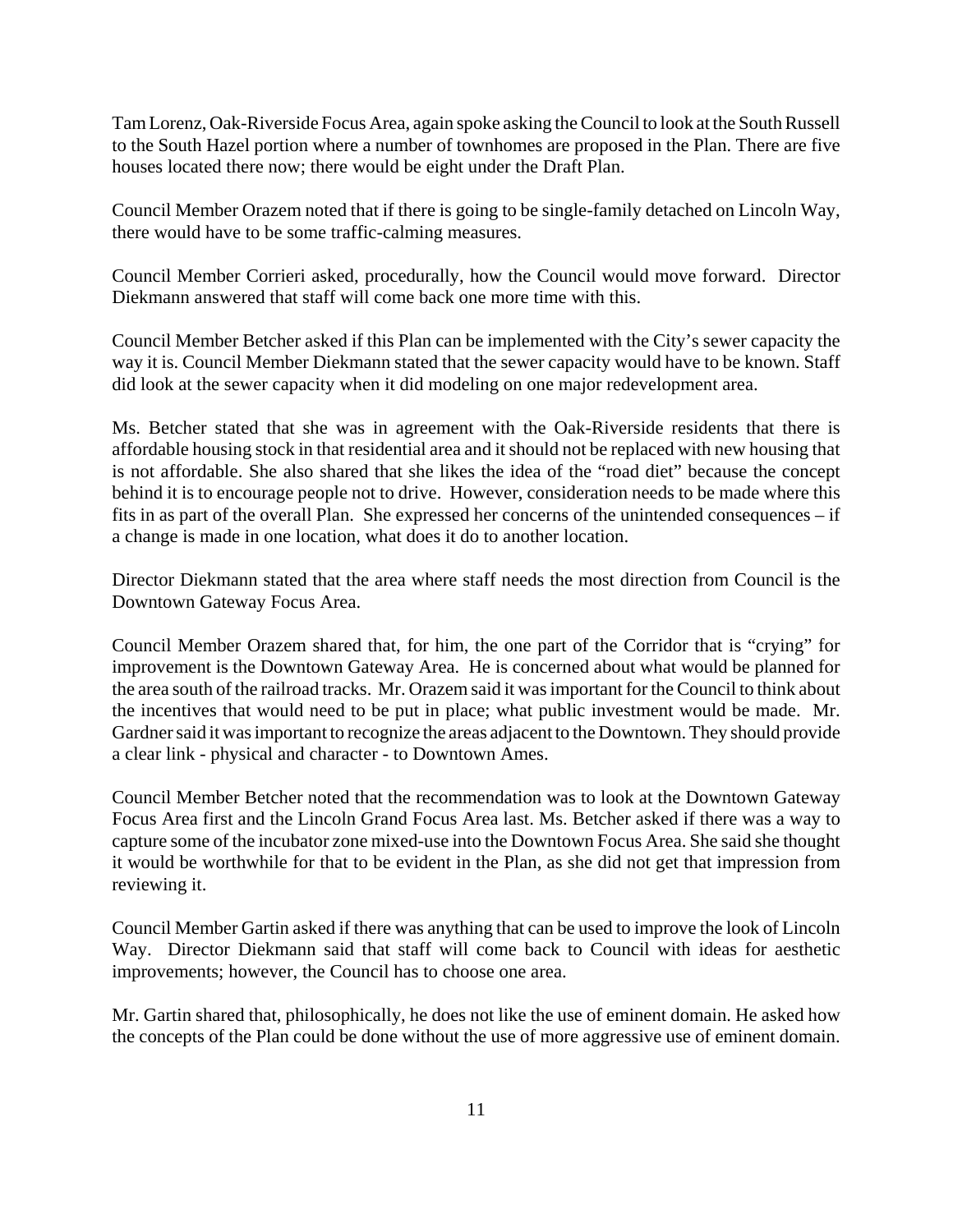Tam Lorenz, Oak-Riverside Focus Area, again spoke asking the Council to look at the South Russell to the South Hazel portion where a number of townhomes are proposed in the Plan. There are five houses located there now; there would be eight under the Draft Plan.

Council Member Orazem noted that if there is going to be single-family detached on Lincoln Way, there would have to be some traffic-calming measures.

Council Member Corrieri asked, procedurally, how the Council would move forward. Director Diekmann answered that staff will come back one more time with this.

Council Member Betcher asked if this Plan can be implemented with the City's sewer capacity the way it is. Council Member Diekmann stated that the sewer capacity would have to be known. Staff did look at the sewer capacity when it did modeling on one major redevelopment area.

Ms. Betcher stated that she was in agreement with the Oak-Riverside residents that there is affordable housing stock in that residential area and it should not be replaced with new housing that is not affordable. She also shared that she likes the idea of the "road diet" because the concept behind it is to encourage people not to drive. However, consideration needs to be made where this fits in as part of the overall Plan. She expressed her concerns of the unintended consequences – if a change is made in one location, what does it do to another location.

Director Diekmann stated that the area where staff needs the most direction from Council is the Downtown Gateway Focus Area.

Council Member Orazem shared that, for him, the one part of the Corridor that is "crying" for improvement is the Downtown Gateway Area. He is concerned about what would be planned for the area south of the railroad tracks. Mr. Orazem said it was important for the Council to think about the incentives that would need to be put in place; what public investment would be made. Mr. Gardner said it was important to recognize the areas adjacent to the Downtown. They should provide a clear link - physical and character - to Downtown Ames.

Council Member Betcher noted that the recommendation was to look at the Downtown Gateway Focus Area first and the Lincoln Grand Focus Area last. Ms. Betcher asked if there was a way to capture some of the incubator zone mixed-use into the Downtown Focus Area. She said she thought it would be worthwhile for that to be evident in the Plan, as she did not get that impression from reviewing it.

Council Member Gartin asked if there was anything that can be used to improve the look of Lincoln Way. Director Diekmann said that staff will come back to Council with ideas for aesthetic improvements; however, the Council has to choose one area.

Mr. Gartin shared that, philosophically, he does not like the use of eminent domain. He asked how the concepts of the Plan could be done without the use of more aggressive use of eminent domain.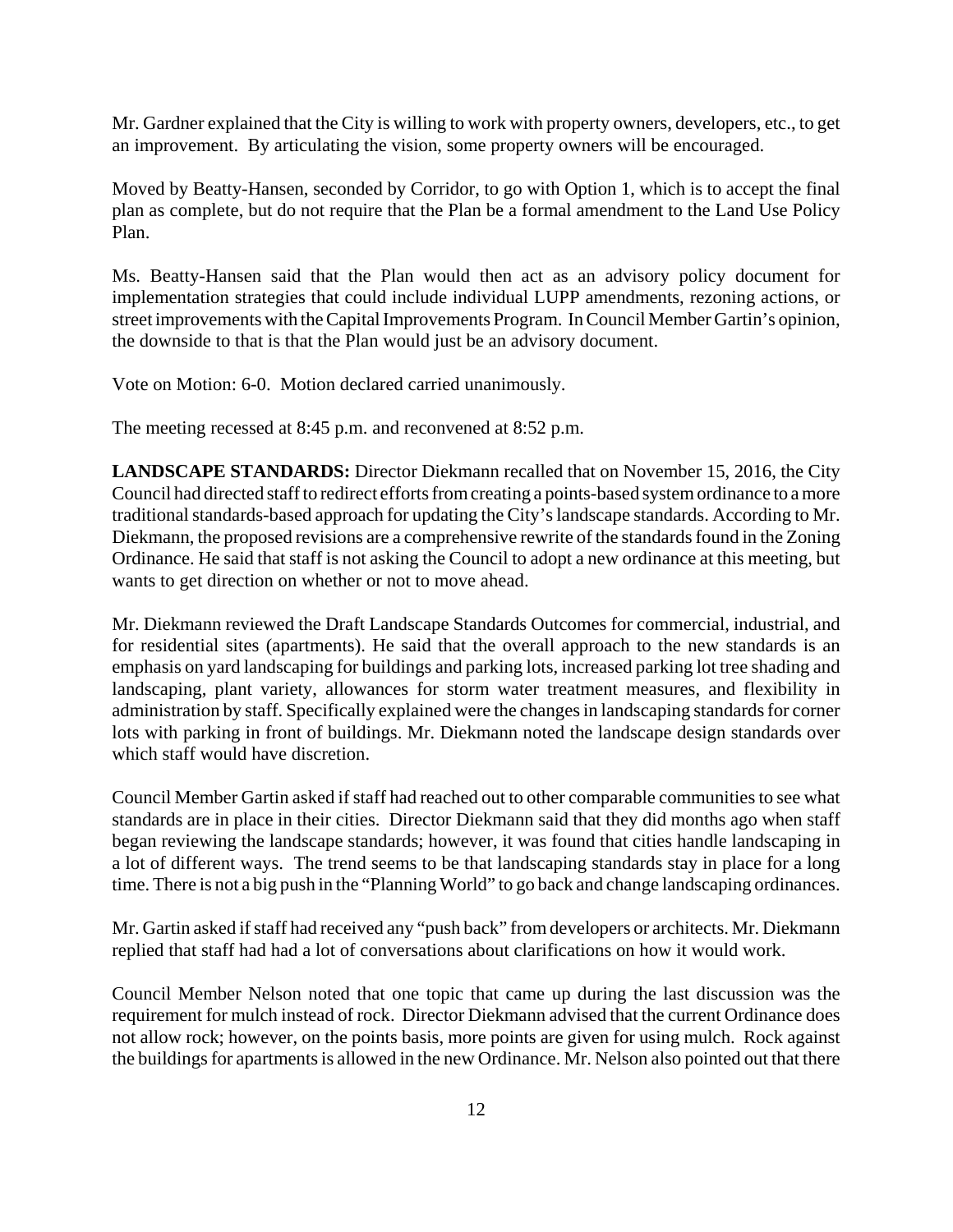Mr. Gardner explained that the City is willing to work with property owners, developers, etc., to get an improvement. By articulating the vision, some property owners will be encouraged.

Moved by Beatty-Hansen, seconded by Corridor, to go with Option 1, which is to accept the final plan as complete, but do not require that the Plan be a formal amendment to the Land Use Policy Plan.

Ms. Beatty-Hansen said that the Plan would then act as an advisory policy document for implementation strategies that could include individual LUPP amendments, rezoning actions, or street improvements with the Capital Improvements Program. In Council Member Gartin's opinion, the downside to that is that the Plan would just be an advisory document.

Vote on Motion: 6-0. Motion declared carried unanimously.

The meeting recessed at 8:45 p.m. and reconvened at 8:52 p.m.

**LANDSCAPE STANDARDS:** Director Diekmann recalled that on November 15, 2016, the City Council had directed staff to redirect efforts from creating a points-based system ordinance to a more traditional standards-based approach for updating the City's landscape standards. According to Mr. Diekmann, the proposed revisions are a comprehensive rewrite of the standards found in the Zoning Ordinance. He said that staff is not asking the Council to adopt a new ordinance at this meeting, but wants to get direction on whether or not to move ahead.

Mr. Diekmann reviewed the Draft Landscape Standards Outcomes for commercial, industrial, and for residential sites (apartments). He said that the overall approach to the new standards is an emphasis on yard landscaping for buildings and parking lots, increased parking lot tree shading and landscaping, plant variety, allowances for storm water treatment measures, and flexibility in administration by staff. Specifically explained were the changes in landscaping standards for corner lots with parking in front of buildings. Mr. Diekmann noted the landscape design standards over which staff would have discretion.

Council Member Gartin asked if staff had reached out to other comparable communities to see what standards are in place in their cities. Director Diekmann said that they did months ago when staff began reviewing the landscape standards; however, it was found that cities handle landscaping in a lot of different ways. The trend seems to be that landscaping standards stay in place for a long time. There is not a big push in the "Planning World" to go back and change landscaping ordinances.

Mr. Gartin asked if staff had received any "push back" from developers or architects. Mr. Diekmann replied that staff had had a lot of conversations about clarifications on how it would work.

Council Member Nelson noted that one topic that came up during the last discussion was the requirement for mulch instead of rock. Director Diekmann advised that the current Ordinance does not allow rock; however, on the points basis, more points are given for using mulch. Rock against the buildings for apartments is allowed in the new Ordinance. Mr. Nelson also pointed out that there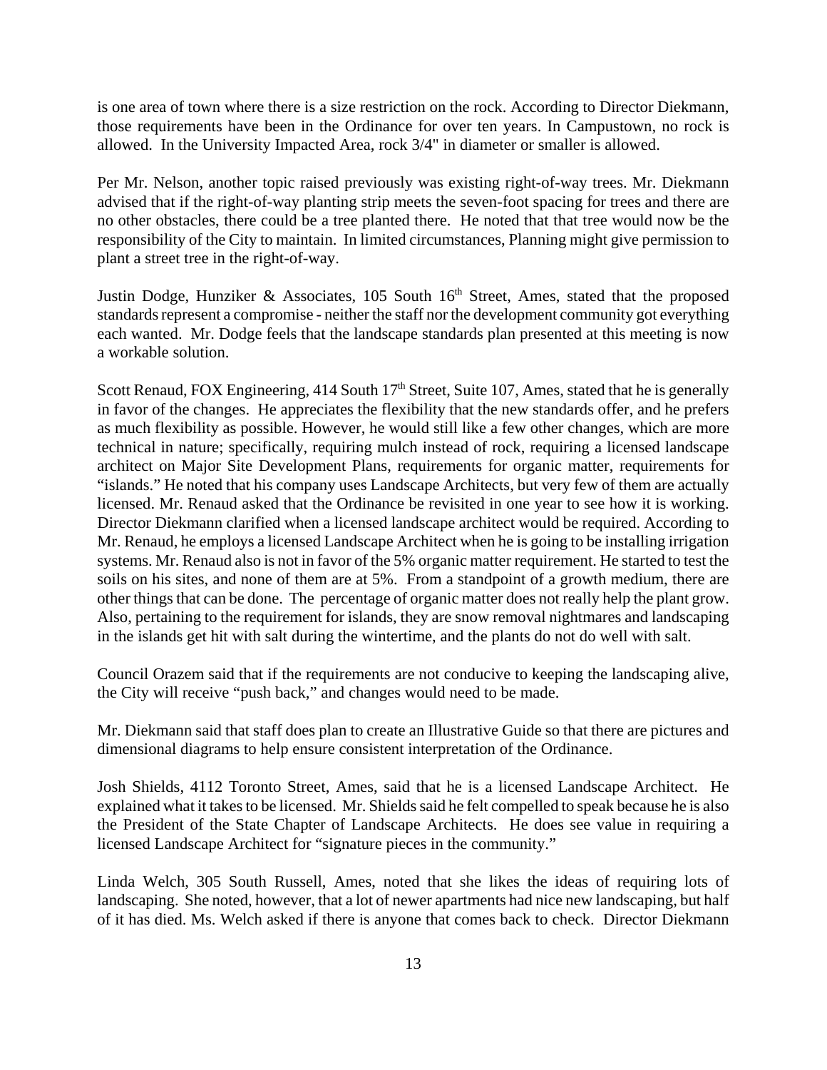is one area of town where there is a size restriction on the rock. According to Director Diekmann, those requirements have been in the Ordinance for over ten years. In Campustown, no rock is allowed. In the University Impacted Area, rock 3/4" in diameter or smaller is allowed.

Per Mr. Nelson, another topic raised previously was existing right-of-way trees. Mr. Diekmann advised that if the right-of-way planting strip meets the seven-foot spacing for trees and there are no other obstacles, there could be a tree planted there. He noted that that tree would now be the responsibility of the City to maintain. In limited circumstances, Planning might give permission to plant a street tree in the right-of-way.

Justin Dodge, Hunziker & Associates, 105 South 16th Street, Ames, stated that the proposed standards represent a compromise - neither the staff nor the development community got everything each wanted. Mr. Dodge feels that the landscape standards plan presented at this meeting is now a workable solution.

Scott Renaud, FOX Engineering, 414 South 17th Street, Suite 107, Ames, stated that he is generally in favor of the changes. He appreciates the flexibility that the new standards offer, and he prefers as much flexibility as possible. However, he would still like a few other changes, which are more technical in nature; specifically, requiring mulch instead of rock, requiring a licensed landscape architect on Major Site Development Plans, requirements for organic matter, requirements for "islands." He noted that his company uses Landscape Architects, but very few of them are actually licensed. Mr. Renaud asked that the Ordinance be revisited in one year to see how it is working. Director Diekmann clarified when a licensed landscape architect would be required. According to Mr. Renaud, he employs a licensed Landscape Architect when he is going to be installing irrigation systems. Mr. Renaud also is not in favor of the 5% organic matter requirement. He started to test the soils on his sites, and none of them are at 5%. From a standpoint of a growth medium, there are other things that can be done. The percentage of organic matter does not really help the plant grow. Also, pertaining to the requirement for islands, they are snow removal nightmares and landscaping in the islands get hit with salt during the wintertime, and the plants do not do well with salt.

Council Orazem said that if the requirements are not conducive to keeping the landscaping alive, the City will receive "push back," and changes would need to be made.

Mr. Diekmann said that staff does plan to create an Illustrative Guide so that there are pictures and dimensional diagrams to help ensure consistent interpretation of the Ordinance.

Josh Shields, 4112 Toronto Street, Ames, said that he is a licensed Landscape Architect. He explained what it takes to be licensed. Mr. Shields said he felt compelled to speak because he is also the President of the State Chapter of Landscape Architects. He does see value in requiring a licensed Landscape Architect for "signature pieces in the community."

Linda Welch, 305 South Russell, Ames, noted that she likes the ideas of requiring lots of landscaping. She noted, however, that a lot of newer apartments had nice new landscaping, but half of it has died. Ms. Welch asked if there is anyone that comes back to check. Director Diekmann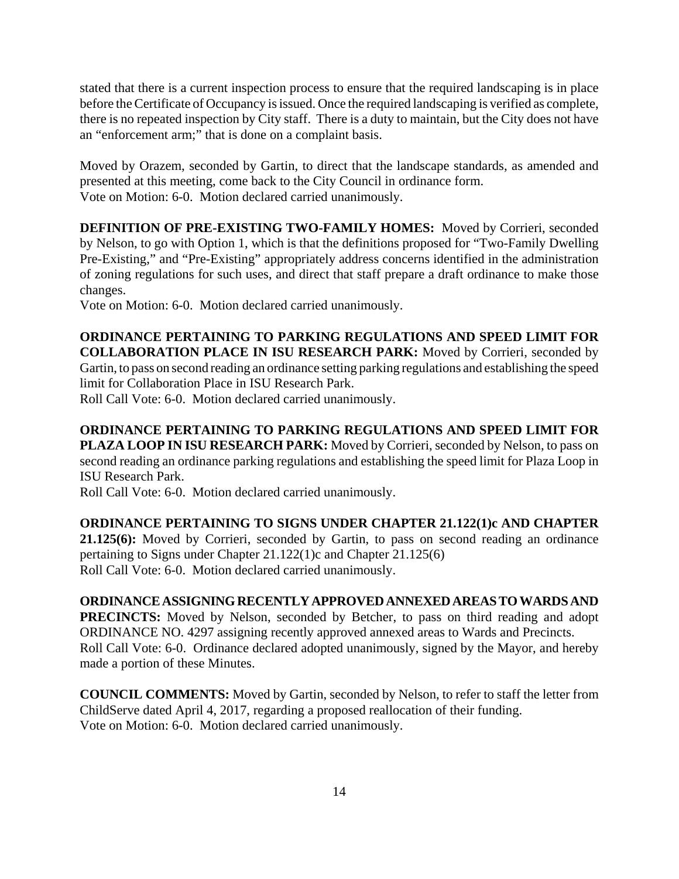stated that there is a current inspection process to ensure that the required landscaping is in place before the Certificate of Occupancy is issued. Once the required landscaping is verified as complete, there is no repeated inspection by City staff. There is a duty to maintain, but the City does not have an "enforcement arm;" that is done on a complaint basis.

Moved by Orazem, seconded by Gartin, to direct that the landscape standards, as amended and presented at this meeting, come back to the City Council in ordinance form.
Vote on Motion: 6-0. Motion declared carried unanimously.

**DEFINITION OF PRE-EXISTING TWO-FAMILY HOMES:** Moved by Corrieri, seconded by Nelson, to go with Option 1, which is that the definitions proposed for "Two-Family Dwelling Pre-Existing," and "Pre-Existing" appropriately address concerns identified in the administration of zoning regulations for such uses, and direct that staff prepare a draft ordinance to make those changes.
Vote on Motion: 6-0. Motion declared carried unanimously.

**ORDINANCE PERTAINING TO PARKING REGULATIONS AND SPEED LIMIT FOR COLLABORATION PLACE IN ISU RESEARCH PARK:** Moved by Corrieri, seconded by Gartin, to pass on second reading an ordinance setting parking regulations and establishing the speed limit for Collaboration Place in ISU Research Park.
Roll Call Vote: 6-0. Motion declared carried unanimously.

**ORDINANCE PERTAINING TO PARKING REGULATIONS AND SPEED LIMIT FOR PLAZA LOOP IN ISU RESEARCH PARK:** Moved by Corrieri, seconded by Nelson, to pass on second reading an ordinance parking regulations and establishing the speed limit for Plaza Loop in ISU Research Park.
Roll Call Vote: 6-0. Motion declared carried unanimously.

**ORDINANCE PERTAINING TO SIGNS UNDER CHAPTER 21.122(1)c AND CHAPTER 21.125(6):** Moved by Corrieri, seconded by Gartin, to pass on second reading an ordinance pertaining to Signs under Chapter 21.122(1)c and Chapter 21.125(6)
Roll Call Vote: 6-0. Motion declared carried unanimously.

**ORDINANCE ASSIGNING RECENTLY APPROVED ANNEXED AREAS TO WARDS AND PRECINCTS:** Moved by Nelson, seconded by Betcher, to pass on third reading and adopt ORDINANCE NO. 4297 assigning recently approved annexed areas to Wards and Precincts.
Roll Call Vote: 6-0. Ordinance declared adopted unanimously, signed by the Mayor, and hereby made a portion of these Minutes.

**COUNCIL COMMENTS:** Moved by Gartin, seconded by Nelson, to refer to staff the letter from ChildServe dated April 4, 2017, regarding a proposed reallocation of their funding.
Vote on Motion: 6-0. Motion declared carried unanimously.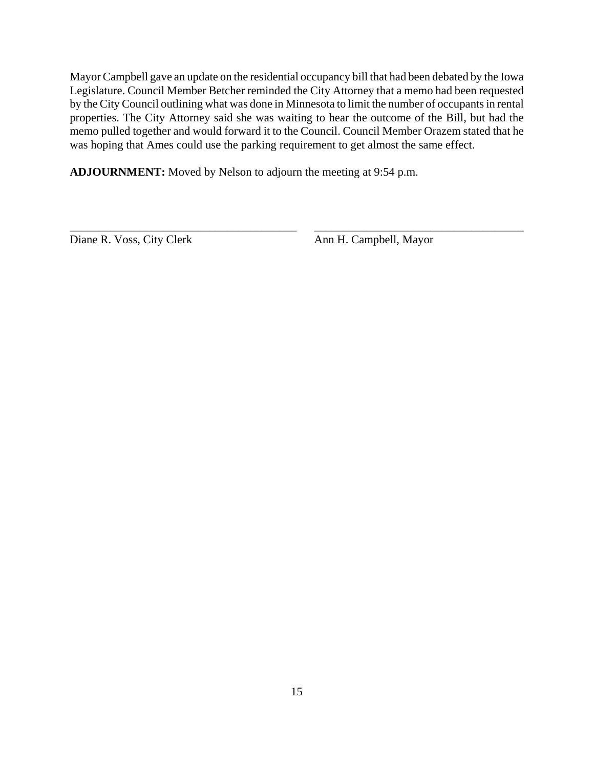Mayor Campbell gave an update on the residential occupancy bill that had been debated by the Iowa Legislature. Council Member Betcher reminded the City Attorney that a memo had been requested by the City Council outlining what was done in Minnesota to limit the number of occupants in rental properties. The City Attorney said she was waiting to hear the outcome of the Bill, but had the memo pulled together and would forward it to the Council. Council Member Orazem stated that he was hoping that Ames could use the parking requirement to get almost the same effect.

**ADJOURNMENT:** Moved by Nelson to adjourn the meeting at 9:54 p.m.

| | |
|---|---|
| ________________________________________ | ____________________________________ |
| Diane R. Voss, City Clerk | Ann H. Campbell, Mayor |